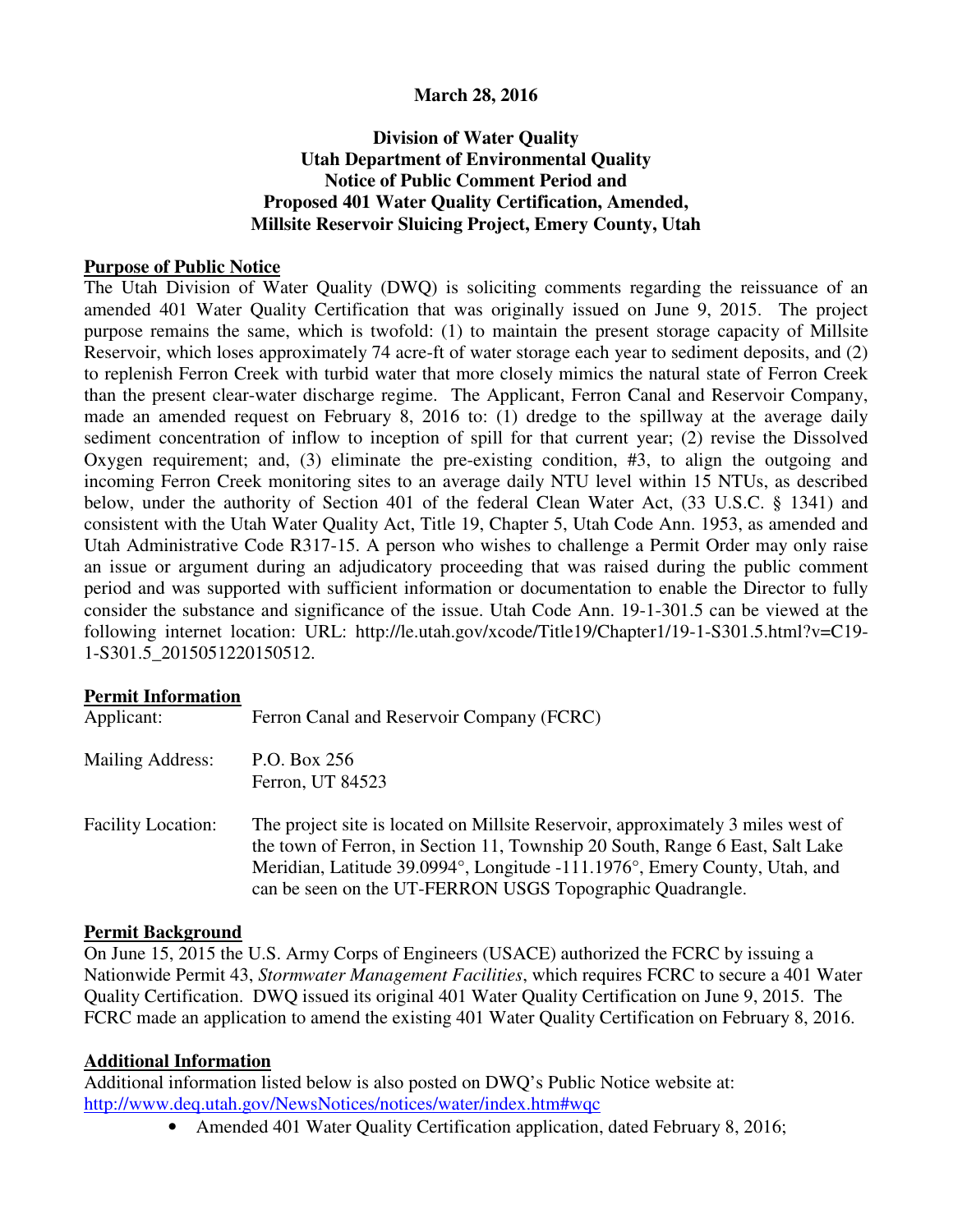**March 28, 2016**

**Division of Water Quality**
**Utah Department of Environmental Quality**
**Notice of Public Comment Period and**
**Proposed 401 Water Quality Certification, Amended,**
**Millsite Reservoir Sluicing Project, Emery County, Utah**

## Purpose of Public Notice

The Utah Division of Water Quality (DWQ) is soliciting comments regarding the reissuance of an amended 401 Water Quality Certification that was originally issued on June 9, 2015. The project purpose remains the same, which is twofold: (1) to maintain the present storage capacity of Millsite Reservoir, which loses approximately 74 acre-ft of water storage each year to sediment deposits, and (2) to replenish Ferron Creek with turbid water that more closely mimics the natural state of Ferron Creek than the present clear-water discharge regime. The Applicant, Ferron Canal and Reservoir Company, made an amended request on February 8, 2016 to: (1) dredge to the spillway at the average daily sediment concentration of inflow to inception of spill for that current year; (2) revise the Dissolved Oxygen requirement; and, (3) eliminate the pre-existing condition, #3, to align the outgoing and incoming Ferron Creek monitoring sites to an average daily NTU level within 15 NTUs, as described below, under the authority of Section 401 of the federal Clean Water Act, (33 U.S.C. § 1341) and consistent with the Utah Water Quality Act, Title 19, Chapter 5, Utah Code Ann. 1953, as amended and Utah Administrative Code R317-15. A person who wishes to challenge a Permit Order may only raise an issue or argument during an adjudicatory proceeding that was raised during the public comment period and was supported with sufficient information or documentation to enable the Director to fully consider the substance and significance of the issue. Utah Code Ann. 19-1-301.5 can be viewed at the following internet location: URL: http://le.utah.gov/xcode/Title19/Chapter1/19-1-S301.5.html?v=C19-1-S301.5_2015051220150512.

## Permit Information

| | |
|---|---|
| Applicant: | Ferron Canal and Reservoir Company (FCRC) |
| Mailing Address: | P.O. Box 256<br>Ferron, UT 84523 |
| Facility Location: | The project site is located on Millsite Reservoir, approximately 3 miles west of the town of Ferron, in Section 11, Township 20 South, Range 6 East, Salt Lake Meridian, Latitude 39.0994°, Longitude -111.1976°, Emery County, Utah, and can be seen on the UT-FERRON USGS Topographic Quadrangle. |

## Permit Background

On June 15, 2015 the U.S. Army Corps of Engineers (USACE) authorized the FCRC by issuing a Nationwide Permit 43, *Stormwater Management Facilities*, which requires FCRC to secure a 401 Water Quality Certification. DWQ issued its original 401 Water Quality Certification on June 9, 2015. The FCRC made an application to amend the existing 401 Water Quality Certification on February 8, 2016.

## Additional Information

Additional information listed below is also posted on DWQ's Public Notice website at: http://www.deq.utah.gov/NewsNotices/notices/water/index.htm#wqc

- Amended 401 Water Quality Certification application, dated February 8, 2016;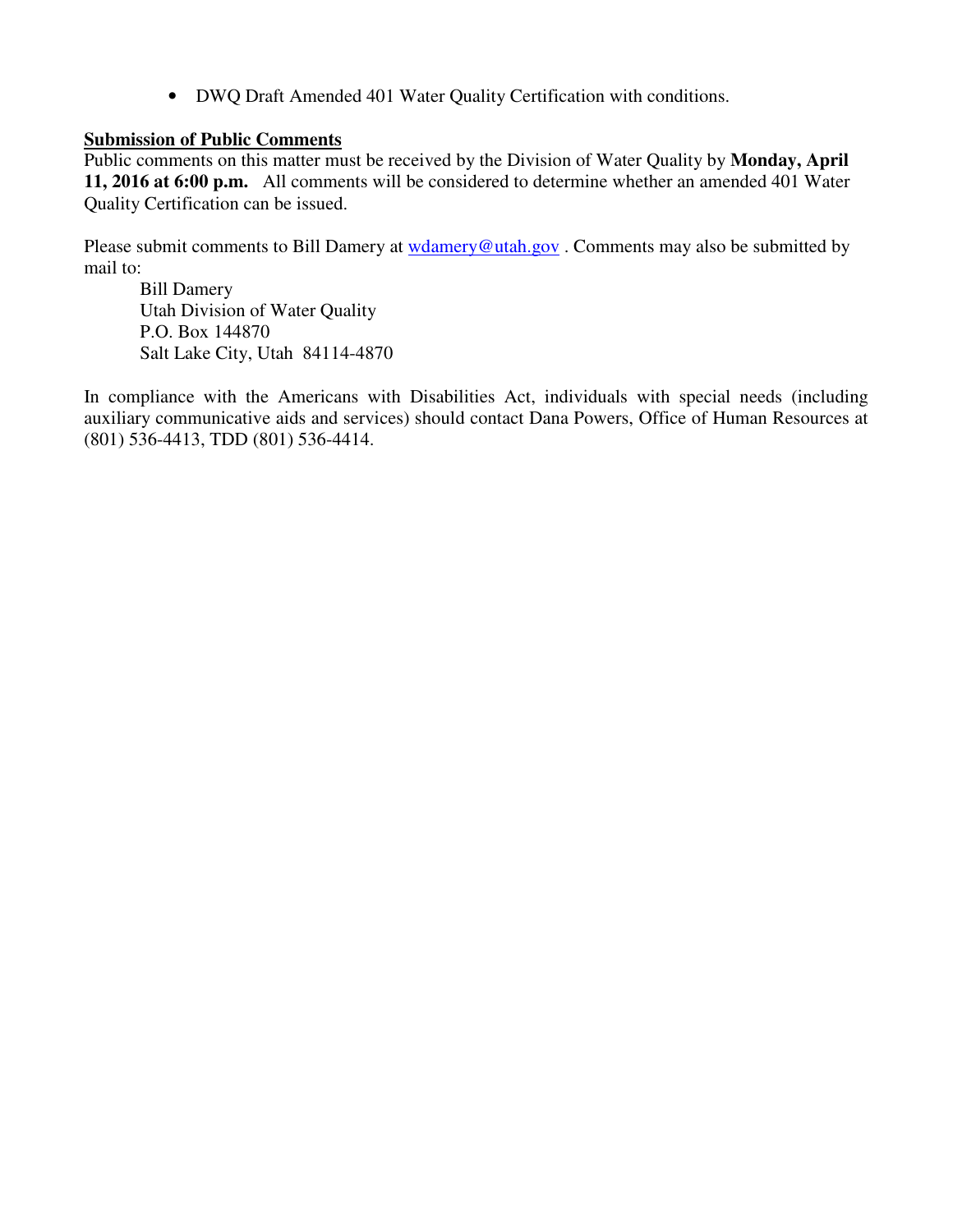- DWQ Draft Amended 401 Water Quality Certification with conditions.

**Submission of Public Comments**

Public comments on this matter must be received by the Division of Water Quality by **Monday, April 11, 2016 at 6:00 p.m.** All comments will be considered to determine whether an amended 401 Water Quality Certification can be issued.

Please submit comments to Bill Damery at wdamery@utah.gov . Comments may also be submitted by mail to:

Bill Damery
Utah Division of Water Quality
P.O. Box 144870
Salt Lake City, Utah 84114-4870

In compliance with the Americans with Disabilities Act, individuals with special needs (including auxiliary communicative aids and services) should contact Dana Powers, Office of Human Resources at (801) 536-4413, TDD (801) 536-4414.